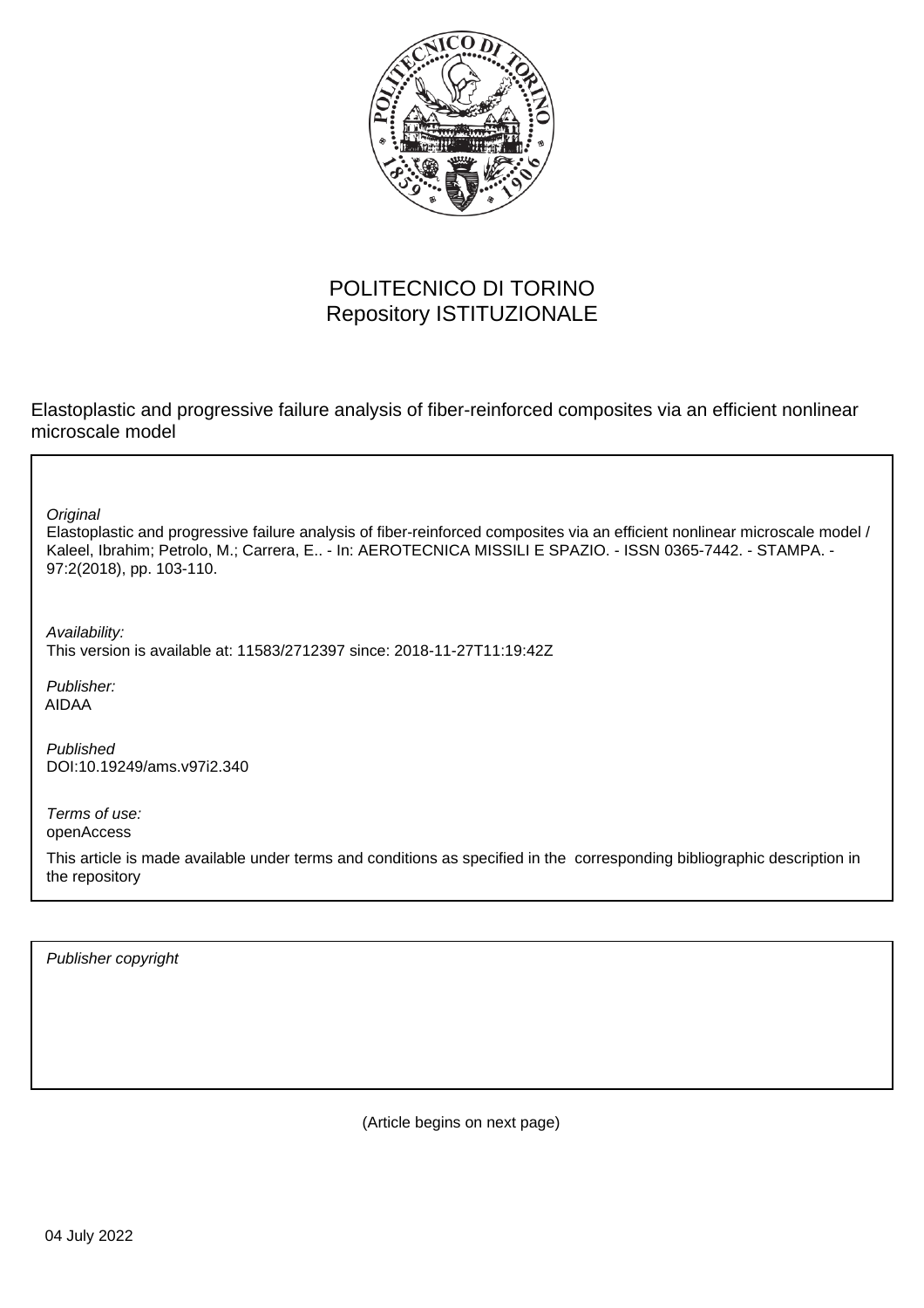POLITECNICO DI TORINO
Repository ISTITUZIONALE

Elastoplastic and progressive failure analysis of fiber-reinforced composites via an efficient nonlinear microscale model

*Original*
Elastoplastic and progressive failure analysis of fiber-reinforced composites via an efficient nonlinear microscale model / Kaleel, Ibrahim; Petrolo, M.; Carrera, E.. - In: AEROTECNICA MISSILI E SPAZIO. - ISSN 0365-7442. - STAMPA. - 97:2(2018), pp. 103-110.

*Availability:*
This version is available at: 11583/2712397 since: 2018-11-27T11:19:42Z

*Publisher:*
AIDAA

*Published*
DOI:10.19249/ams.v97i2.340

*Terms of use:*
openAccess

This article is made available under terms and conditions as specified in the corresponding bibliographic description in the repository

*Publisher copyright*

(Article begins on next page)

04 July 2022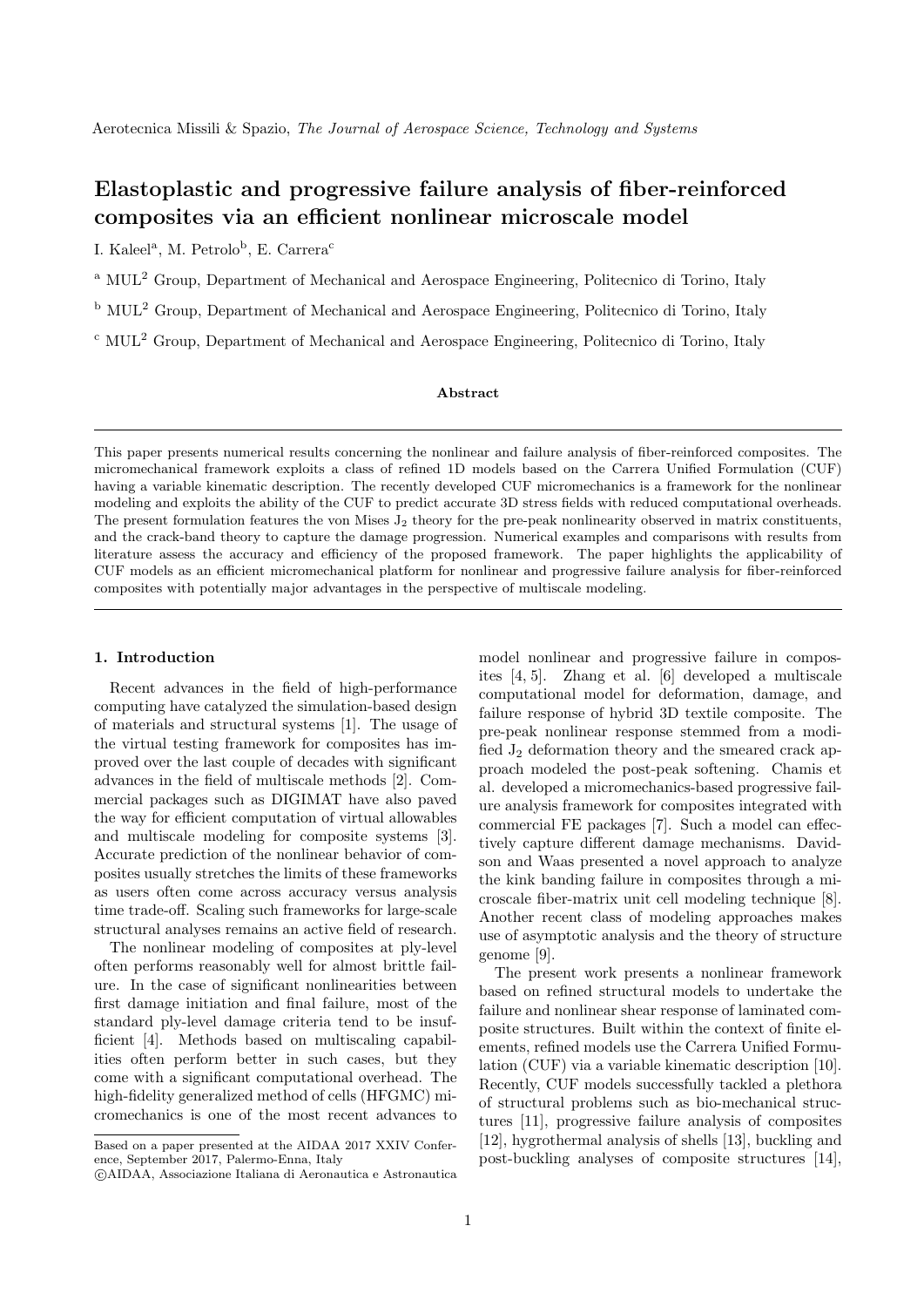Aerotecnica Missili & Spazio, *The Journal of Aerospace Science, Technology and Systems*

# Elastoplastic and progressive failure analysis of fiber-reinforced composites via an efficient nonlinear microscale model

I. Kaleel[a], M. Petrolo[b], E. Carrera[c]

[a] MUL$^2$ Group, Department of Mechanical and Aerospace Engineering, Politecnico di Torino, Italy

[b] MUL$^2$ Group, Department of Mechanical and Aerospace Engineering, Politecnico di Torino, Italy

[c] MUL$^2$ Group, Department of Mechanical and Aerospace Engineering, Politecnico di Torino, Italy

**Abstract**

This paper presents numerical results concerning the nonlinear and failure analysis of fiber-reinforced composites. The micromechanical framework exploits a class of refined 1D models based on the Carrera Unified Formulation (CUF) having a variable kinematic description. The recently developed CUF micromechanics is a framework for the nonlinear modeling and exploits the ability of the CUF to predict accurate 3D stress fields with reduced computational overheads. The present formulation features the von Mises $J_2$ theory for the pre-peak nonlinearity observed in matrix constituents, and the crack-band theory to capture the damage progression. Numerical examples and comparisons with results from literature assess the accuracy and efficiency of the proposed framework. The paper highlights the applicability of CUF models as an efficient micromechanical platform for nonlinear and progressive failure analysis for fiber-reinforced composites with potentially major advantages in the perspective of multiscale modeling.

## 1. Introduction

Recent advances in the field of high-performance computing have catalyzed the simulation-based design of materials and structural systems [1]. The usage of the virtual testing framework for composites has improved over the last couple of decades with significant advances in the field of multiscale methods [2]. Commercial packages such as DIGIMAT have also paved the way for efficient computation of virtual allowables and multiscale modeling for composite systems [3]. Accurate prediction of the nonlinear behavior of composites usually stretches the limits of these frameworks as users often come across accuracy versus analysis time trade-off. Scaling such frameworks for large-scale structural analyses remains an active field of research.

The nonlinear modeling of composites at ply-level often performs reasonably well for almost brittle failure. In the case of significant nonlinearities between first damage initiation and final failure, most of the standard ply-level damage criteria tend to be insufficient [4]. Methods based on multiscaling capabilities often perform better in such cases, but they come with a significant computational overhead. The high-fidelity generalized method of cells (HFGMC) micromechanics is one of the most recent advances to model nonlinear and progressive failure in composites [4, 5]. Zhang et al. [6] developed a multiscale computational model for deformation, damage, and failure response of hybrid 3D textile composite. The pre-peak nonlinear response stemmed from a modified $J_2$ deformation theory and the smeared crack approach modeled the post-peak softening. Chamis et al. developed a micromechanics-based progressive failure analysis framework for composites integrated with commercial FE packages [7]. Such a model can effectively capture different damage mechanisms. Davidson and Waas presented a novel approach to analyze the kink banding failure in composites through a microscale fiber-matrix unit cell modeling technique [8]. Another recent class of modeling approaches makes use of asymptotic analysis and the theory of structure genome [9].

The present work presents a nonlinear framework based on refined structural models to undertake the failure and nonlinear shear response of laminated composite structures. Built within the context of finite elements, refined models use the Carrera Unified Formulation (CUF) via a variable kinematic description [10]. Recently, CUF models successfully tackled a plethora of structural problems such as bio-mechanical structures [11], progressive failure analysis of composites [12], hygrothermal analysis of shells [13], buckling and post-buckling analyses of composite structures [14],

Based on a paper presented at the AIDAA 2017 XXIV Conference, September 2017, Palermo-Enna, Italy

©AIDAA, Associazione Italiana di Aeronautica e Astronautica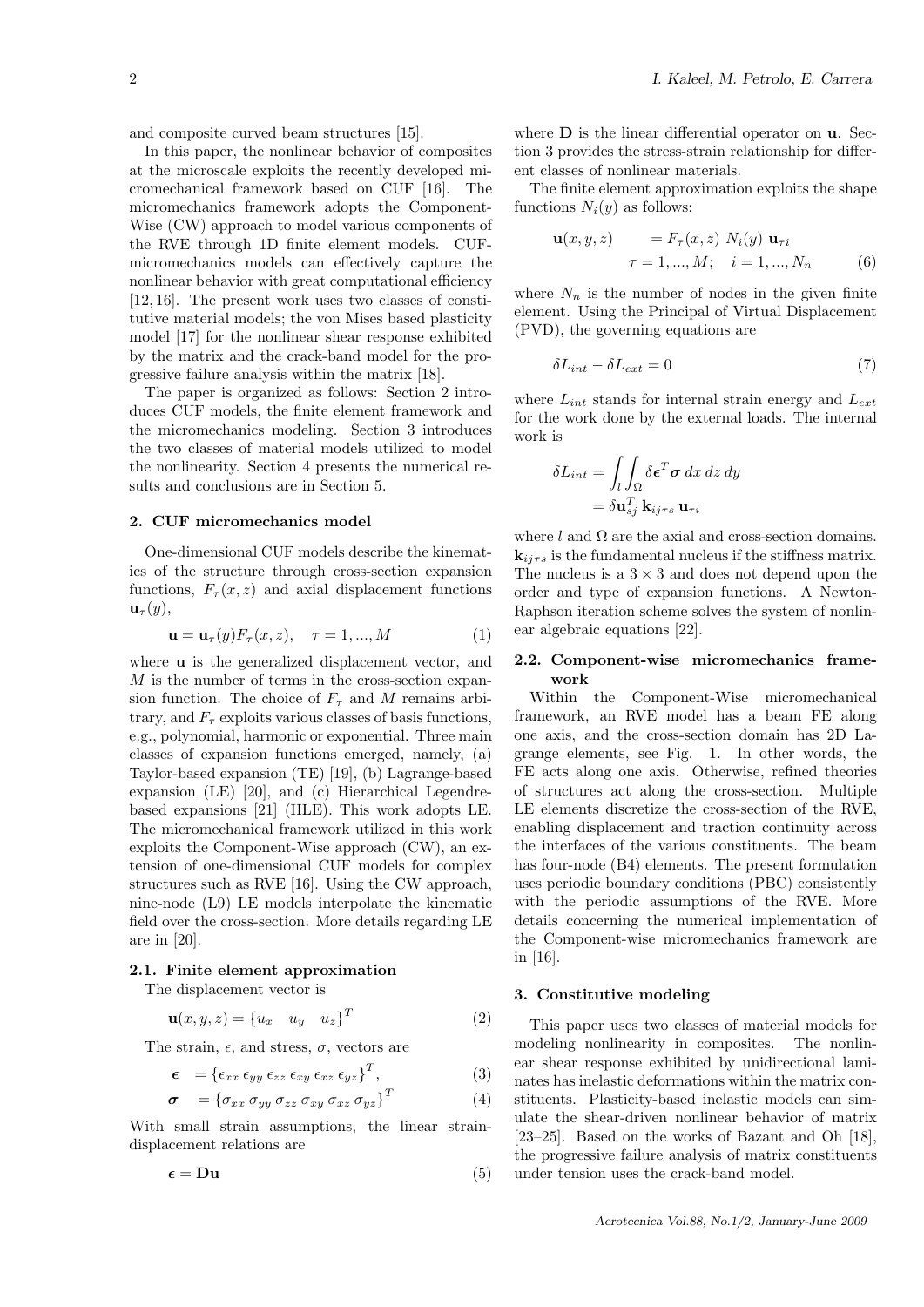and composite curved beam structures [15].

In this paper, the nonlinear behavior of composites at the microscale exploits the recently developed micromechanical framework based on CUF [16]. The micromechanics framework adopts the Component-Wise (CW) approach to model various components of the RVE through 1D finite element models. CUF-micromechanics models can effectively capture the nonlinear behavior with great computational efficiency [12, 16]. The present work uses two classes of constitutive material models; the von Mises based plasticity model [17] for the nonlinear shear response exhibited by the matrix and the crack-band model for the progressive failure analysis within the matrix [18].

The paper is organized as follows: Section 2 introduces CUF models, the finite element framework and the micromechanics modeling. Section 3 introduces the two classes of material models utilized to model the nonlinearity. Section 4 presents the numerical results and conclusions are in Section 5.

## 2. CUF micromechanics model

One-dimensional CUF models describe the kinematics of the structure through cross-section expansion functions, $F_\tau(x,z)$ and axial displacement functions $\mathbf{u}_\tau(y)$,

$$\mathbf{u} = \mathbf{u}_\tau(y)F_\tau(x,z), \quad \tau = 1, ..., M \tag{1}$$

where $\mathbf{u}$ is the generalized displacement vector, and $M$ is the number of terms in the cross-section expansion function. The choice of $F_\tau$ and $M$ remains arbitrary, and $F_\tau$ exploits various classes of basis functions, e.g., polynomial, harmonic or exponential. Three main classes of expansion functions emerged, namely, (a) Taylor-based expansion (TE) [19], (b) Lagrange-based expansion (LE) [20], and (c) Hierarchical Legendre-based expansions [21] (HLE). This work adopts LE. The micromechanical framework utilized in this work exploits the Component-Wise approach (CW), an extension of one-dimensional CUF models for complex structures such as RVE [16]. Using the CW approach, nine-node (L9) LE models interpolate the kinematic field over the cross-section. More details regarding LE are in [20].

### 2.1. Finite element approximation

The displacement vector is

$$\mathbf{u}(x,y,z) = \{u_x \quad u_y \quad u_z\}^T \tag{2}$$

The strain, $\epsilon$, and stress, $\sigma$, vectors are

$$\boldsymbol{\epsilon} = \{\epsilon_{xx}\, \epsilon_{yy}\, \epsilon_{zz}\, \epsilon_{xy}\, \epsilon_{xz}\, \epsilon_{yz}\}^T, \tag{3}$$

$$\boldsymbol{\sigma} = \{\sigma_{xx}\, \sigma_{yy}\, \sigma_{zz}\, \sigma_{xy}\, \sigma_{xz}\, \sigma_{yz}\}^T \tag{4}$$

With small strain assumptions, the linear strain-displacement relations are

$$\boldsymbol{\epsilon} = \mathbf{D}\mathbf{u} \tag{5}$$

where $\mathbf{D}$ is the linear differential operator on $\mathbf{u}$. Section 3 provides the stress-strain relationship for different classes of nonlinear materials.

The finite element approximation exploits the shape functions $N_i(y)$ as follows:

$$\mathbf{u}(x,y,z) = F_\tau(x,z)\; N_i(y)\; \mathbf{u}_{\tau i} \qquad \tau = 1,...,M; \quad i = 1,...,N_n \tag{6}$$

where $N_n$ is the number of nodes in the given finite element. Using the Principal of Virtual Displacement (PVD), the governing equations are

$$\delta L_{int} - \delta L_{ext} = 0 \tag{7}$$

where $L_{int}$ stands for internal strain energy and $L_{ext}$ for the work done by the external loads. The internal work is

$$\delta L_{int} = \int_l \int_\Omega \delta\boldsymbol{\epsilon}^T \boldsymbol{\sigma}\, dx\, dz\, dy = \delta\mathbf{u}_{sj}^T\, \mathbf{k}_{ij\tau s}\, \mathbf{u}_{\tau i}$$

where $l$ and $\Omega$ are the axial and cross-section domains. $\mathbf{k}_{ij\tau s}$ is the fundamental nucleus if the stiffness matrix. The nucleus is a $3 \times 3$ and does not depend upon the order and type of expansion functions. A Newton-Raphson iteration scheme solves the system of nonlinear algebraic equations [22].

### 2.2. Component-wise micromechanics framework

Within the Component-Wise micromechanical framework, an RVE model has a beam FE along one axis, and the cross-section domain has 2D Lagrange elements, see Fig. 1. In other words, the FE acts along one axis. Otherwise, refined theories of structures act along the cross-section. Multiple LE elements discretize the cross-section of the RVE, enabling displacement and traction continuity across the interfaces of the various constituents. The beam has four-node (B4) elements. The present formulation uses periodic boundary conditions (PBC) consistently with the periodic assumptions of the RVE. More details concerning the numerical implementation of the Component-wise micromechanics framework are in [16].

## 3. Constitutive modeling

This paper uses two classes of material models for modeling nonlinearity in composites. The nonlinear shear response exhibited by unidirectional laminates has inelastic deformations within the matrix constituents. Plasticity-based inelastic models can simulate the shear-driven nonlinear behavior of matrix [23–25]. Based on the works of Bazant and Oh [18], the progressive failure analysis of matrix constituents under tension uses the crack-band model.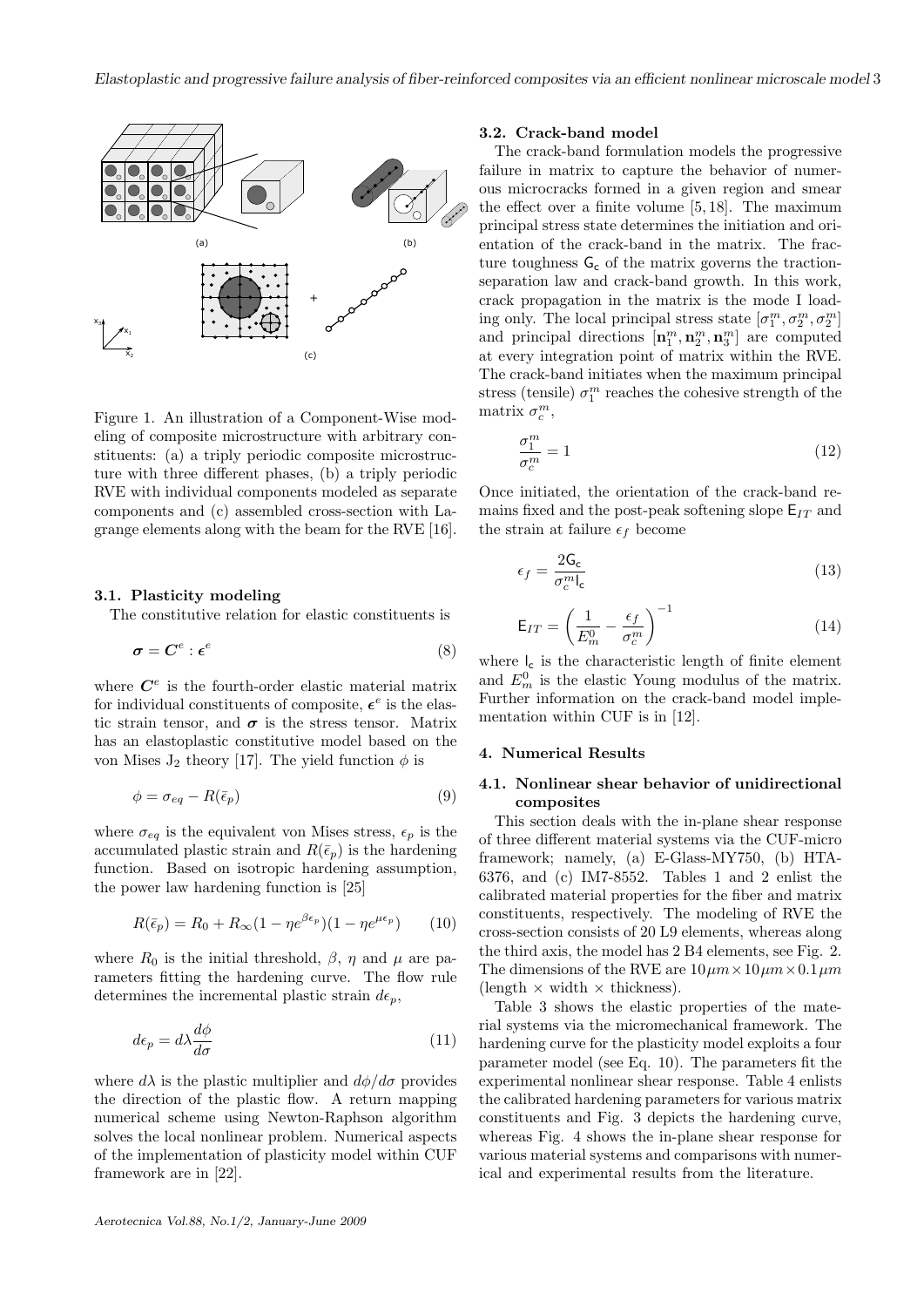Figure 1. An illustration of a Component-Wise modeling of composite microstructure with arbitrary constituents: (a) a triply periodic composite microstructure with three different phases, (b) a triply periodic RVE with individual components modeled as separate components and (c) assembled cross-section with Lagrange elements along with the beam for the RVE [16].

### 3.1. Plasticity modeling

The constitutive relation for elastic constituents is

$$\boldsymbol{\sigma} = \boldsymbol{C}^e : \boldsymbol{\epsilon}^e \tag{8}$$

where $\boldsymbol{C}^e$ is the fourth-order elastic material matrix for individual constituents of composite, $\boldsymbol{\epsilon}^e$ is the elastic strain tensor, and $\boldsymbol{\sigma}$ is the stress tensor. Matrix has an elastoplastic constitutive model based on the von Mises $J_2$ theory [17]. The yield function $\phi$ is

$$\phi = \sigma_{eq} - R(\bar{\epsilon}_p) \tag{9}$$

where $\sigma_{eq}$ is the equivalent von Mises stress, $\epsilon_p$ is the accumulated plastic strain and $R(\bar{\epsilon}_p)$ is the hardening function. Based on isotropic hardening assumption, the power law hardening function is [25]

$$R(\bar{\epsilon}_p) = R_0 + R_\infty(1 - \eta e^{\beta\epsilon_p})(1 - \eta e^{\mu\epsilon_p}) \tag{10}$$

where $R_0$ is the initial threshold, $\beta$, $\eta$ and $\mu$ are parameters fitting the hardening curve. The flow rule determines the incremental plastic strain $d\epsilon_p$,

$$d\epsilon_p = d\lambda \frac{d\phi}{d\sigma} \tag{11}$$

where $d\lambda$ is the plastic multiplier and $d\phi/d\sigma$ provides the direction of the plastic flow. A return mapping numerical scheme using Newton-Raphson algorithm solves the local nonlinear problem. Numerical aspects of the implementation of plasticity model within CUF framework are in [22].

### 3.2. Crack-band model

The crack-band formulation models the progressive failure in matrix to capture the behavior of numerous microcracks formed in a given region and smear the effect over a finite volume [5, 18]. The maximum principal stress state determines the initiation and orientation of the crack-band in the matrix. The fracture toughness $\mathsf{G_c}$ of the matrix governs the traction-separation law and crack-band growth. In this work, crack propagation in the matrix is the mode I loading only. The local principal stress state $[\sigma_1^m, \sigma_2^m, \sigma_2^m]$ and principal directions $[\mathbf{n}_1^m, \mathbf{n}_2^m, \mathbf{n}_3^m]$ are computed at every integration point of matrix within the RVE. The crack-band initiates when the maximum principal stress (tensile) $\sigma_1^m$ reaches the cohesive strength of the matrix $\sigma_c^m$,

$$\frac{\sigma_1^m}{\sigma_c^m} = 1 \tag{12}$$

Once initiated, the orientation of the crack-band remains fixed and the post-peak softening slope $\mathsf{E}_{IT}$ and the strain at failure $\epsilon_f$ become

$$\epsilon_f = \frac{2\mathsf{G_c}}{\sigma_c^m \mathsf{l_c}} \tag{13}$$

$$\mathsf{E}_{IT} = \left(\frac{1}{E_m^0} - \frac{\epsilon_f}{\sigma_c^m}\right)^{-1} \tag{14}$$

where $\mathsf{l_c}$ is the characteristic length of finite element and $E_m^0$ is the elastic Young modulus of the matrix. Further information on the crack-band model implementation within CUF is in [12].

## 4. Numerical Results

### 4.1. Nonlinear shear behavior of unidirectional composites

This section deals with the in-plane shear response of three different material systems via the CUF-micro framework; namely, (a) E-Glass-MY750, (b) HTA-6376, and (c) IM7-8552. Tables 1 and 2 enlist the calibrated material properties for the fiber and matrix constituents, respectively. The modeling of RVE the cross-section consists of 20 L9 elements, whereas along the third axis, the model has 2 B4 elements, see Fig. 2. The dimensions of the RVE are $10\mu m \times 10\mu m \times 0.1\mu m$ (length $\times$ width $\times$ thickness).

Table 3 shows the elastic properties of the material systems via the micromechanical framework. The hardening curve for the plasticity model exploits a four parameter model (see Eq. 10). The parameters fit the experimental nonlinear shear response. Table 4 enlists the calibrated hardening parameters for various matrix constituents and Fig. 3 depicts the hardening curve, whereas Fig. 4 shows the in-plane shear response for various material systems and comparisons with numerical and experimental results from the literature.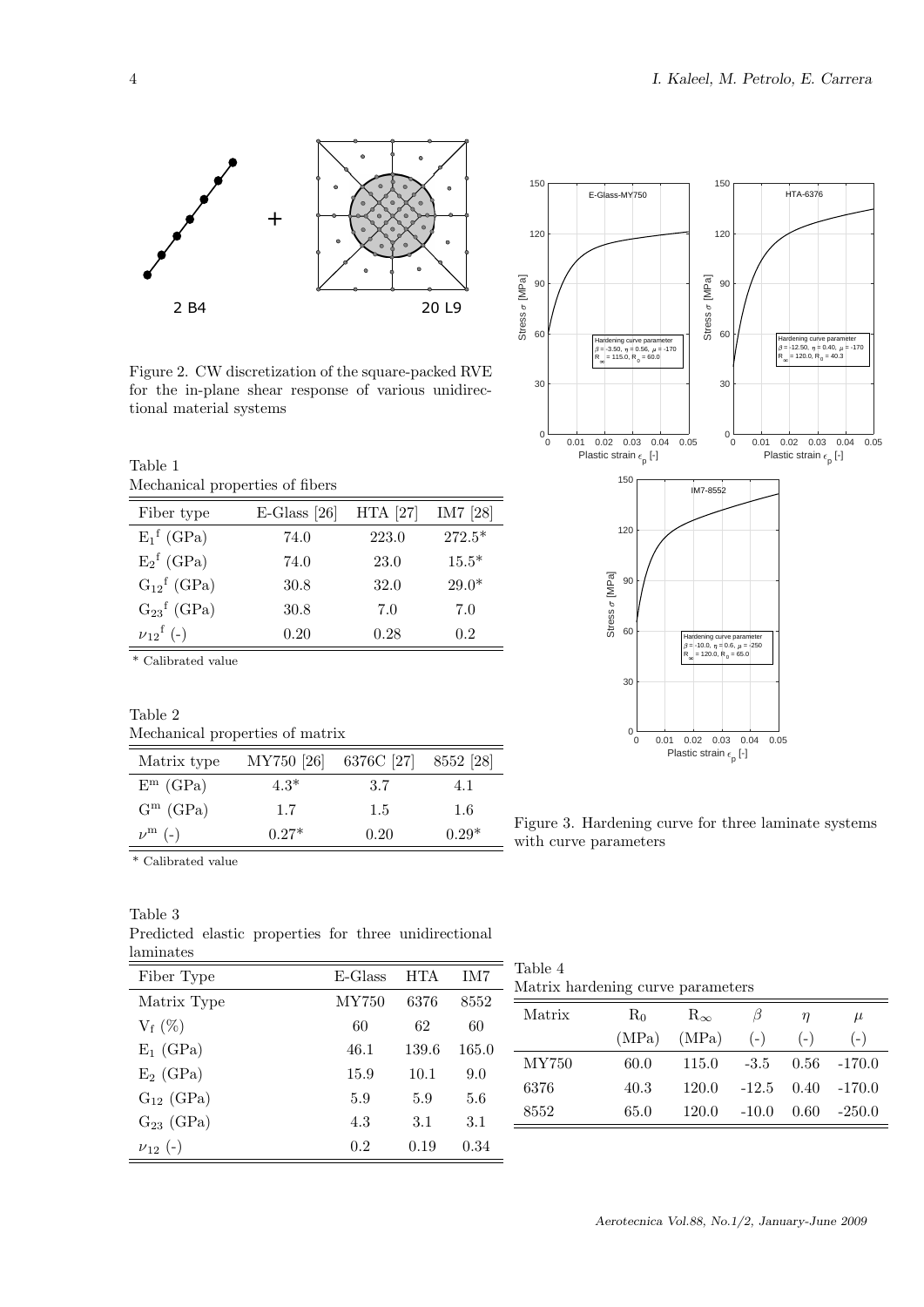Figure 2. CW discretization of the square-packed RVE for the in-plane shear response of various unidirectional material systems

Table 1
Mechanical properties of fibers

| Fiber type | E-Glass [26] | HTA [27] | IM7 [28] |
|---|---|---|---|
| $E_1^f$ (GPa) | 74.0 | 223.0 | 272.5* |
| $E_2^f$ (GPa) | 74.0 | 23.0 | 15.5* |
| $G_{12}^f$ (GPa) | 30.8 | 32.0 | 29.0* |
| $G_{23}^f$ (GPa) | 30.8 | 7.0 | 7.0 |
| $\nu_{12}^f$ (-) | 0.20 | 0.28 | 0.2 |

\* Calibrated value

Table 2
Mechanical properties of matrix

| Matrix type | MY750 [26] | 6376C [27] | 8552 [28] |
|---|---|---|---|
| $E^m$ (GPa) | 4.3* | 3.7 | 4.1 |
| $G^m$ (GPa) | 1.7 | 1.5 | 1.6 |
| $\nu^m$ (-) | 0.27* | 0.20 | 0.29* |

\* Calibrated value

Table 3
Predicted elastic properties for three unidirectional laminates

| Fiber Type | E-Glass | HTA | IM7 |
|---|---|---|---|
| Matrix Type | MY750 | 6376 | 8552 |
| $V_f$ (%) | 60 | 62 | 60 |
| $E_1$ (GPa) | 46.1 | 139.6 | 165.0 |
| $E_2$ (GPa) | 15.9 | 10.1 | 9.0 |
| $G_{12}$ (GPa) | 5.9 | 5.9 | 5.6 |
| $G_{23}$ (GPa) | 4.3 | 3.1 | 3.1 |
| $\nu_{12}$ (-) | 0.2 | 0.19 | 0.34 |

Figure 3. Hardening curve for three laminate systems with curve parameters

Table 4
Matrix hardening curve parameters

| Matrix | $R_0$ (MPa) | $R_\infty$ (MPa) | $\beta$ (-) | $\eta$ (-) | $\mu$ (-) |
|---|---|---|---|---|---|
| MY750 | 60.0 | 115.0 | -3.5 | 0.56 | -170.0 |
| 6376 | 40.3 | 120.0 | -12.5 | 0.40 | -170.0 |
| 8552 | 65.0 | 120.0 | -10.0 | 0.60 | -250.0 |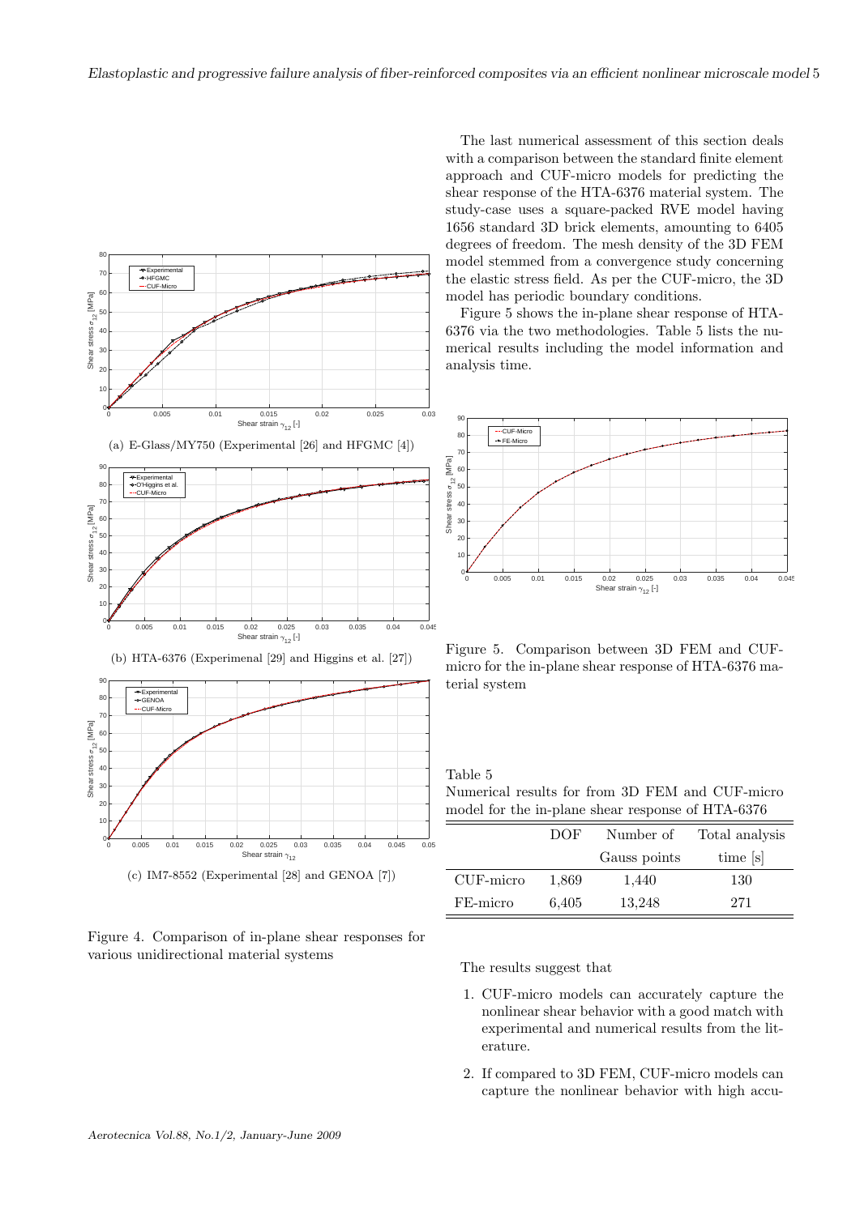(a) E-Glass/MY750 (Experimental [26] and HFGMC [4])

(b) HTA-6376 (Experimenal [29] and Higgins et al. [27])

(c) IM7-8552 (Experimental [28] and GENOA [7])

Figure 4. Comparison of in-plane shear responses for various unidirectional material systems

The last numerical assessment of this section deals with a comparison between the standard finite element approach and CUF-micro models for predicting the shear response of the HTA-6376 material system. The study-case uses a square-packed RVE model having 1656 standard 3D brick elements, amounting to 6405 degrees of freedom. The mesh density of the 3D FEM model stemmed from a convergence study concerning the elastic stress field. As per the CUF-micro, the 3D model has periodic boundary conditions.

Figure 5 shows the in-plane shear response of HTA-6376 via the two methodologies. Table 5 lists the numerical results including the model information and analysis time.

Figure 5. Comparison between 3D FEM and CUF-micro for the in-plane shear response of HTA-6376 material system

Table 5
Numerical results for from 3D FEM and CUF-micro model for the in-plane shear response of HTA-6376

| | DOF | Number of Gauss points | Total analysis time [s] |
|---|---|---|---|
| CUF-micro | 1,869 | 1,440 | 130 |
| FE-micro | 6,405 | 13,248 | 271 |

The results suggest that

1. CUF-micro models can accurately capture the nonlinear shear behavior with a good match with experimental and numerical results from the literature.

2. If compared to 3D FEM, CUF-micro models can capture the nonlinear behavior with high accu-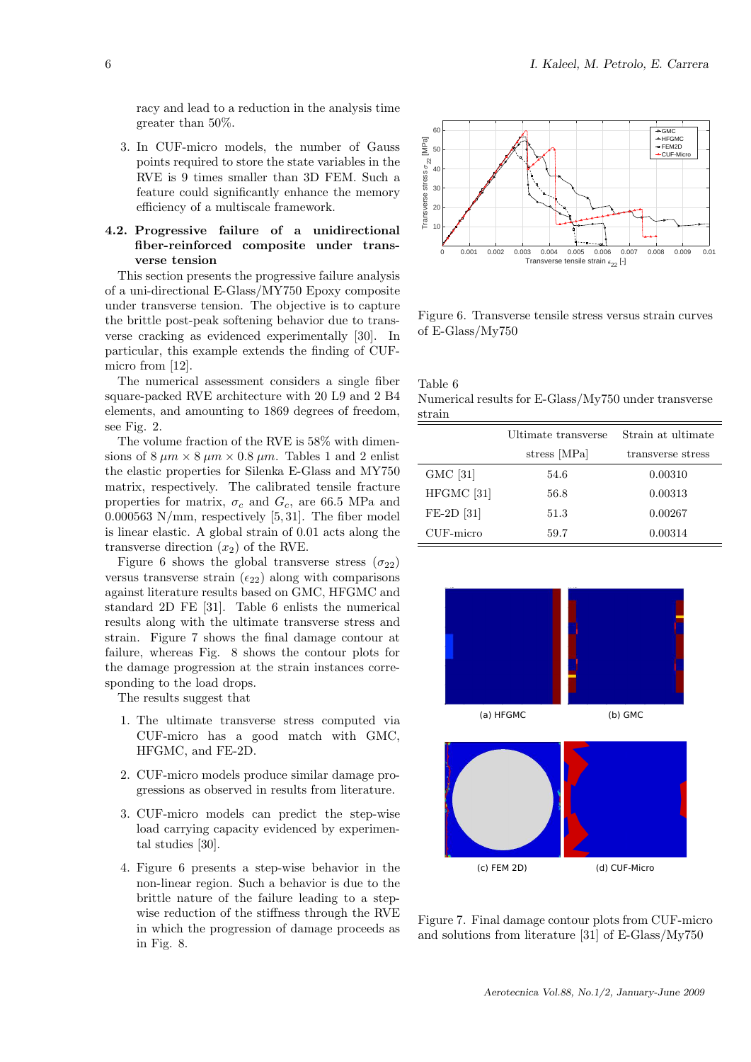racy and lead to a reduction in the analysis time greater than 50%.

3. In CUF-micro models, the number of Gauss points required to store the state variables in the RVE is 9 times smaller than 3D FEM. Such a feature could significantly enhance the memory efficiency of a multiscale framework.

### 4.2. Progressive failure of a unidirectional fiber-reinforced composite under transverse tension

This section presents the progressive failure analysis of a uni-directional E-Glass/MY750 Epoxy composite under transverse tension. The objective is to capture the brittle post-peak softening behavior due to transverse cracking as evidenced experimentally [30]. In particular, this example extends the finding of CUF-micro from [12].

The numerical assessment considers a single fiber square-packed RVE architecture with 20 L9 and 2 B4 elements, and amounting to 1869 degrees of freedom, see Fig. 2.

The volume fraction of the RVE is 58% with dimensions of $8\,\mu m \times 8\,\mu m \times 0.8\,\mu m$. Tables 1 and 2 enlist the elastic properties for Silenka E-Glass and MY750 matrix, respectively. The calibrated tensile fracture properties for matrix, $\sigma_c$ and $G_c$, are 66.5 MPa and 0.000563 N/mm, respectively [5, 31]. The fiber model is linear elastic. A global strain of 0.01 acts along the transverse direction ($x_2$) of the RVE.

Figure 6 shows the global transverse stress ($\sigma_{22}$) versus transverse strain ($\epsilon_{22}$) along with comparisons against literature results based on GMC, HFGMC and standard 2D FE [31]. Table 6 enlists the numerical results along with the ultimate transverse stress and strain. Figure 7 shows the final damage contour at failure, whereas Fig. 8 shows the contour plots for the damage progression at the strain instances corresponding to the load drops.

The results suggest that

1. The ultimate transverse stress computed via CUF-micro has a good match with GMC, HFGMC, and FE-2D.

2. CUF-micro models produce similar damage progressions as observed in results from literature.

3. CUF-micro models can predict the step-wise load carrying capacity evidenced by experimental studies [30].

4. Figure 6 presents a step-wise behavior in the non-linear region. Such a behavior is due to the brittle nature of the failure leading to a step-wise reduction of the stiffness through the RVE in which the progression of damage proceeds as in Fig. 8.

Figure 6. Transverse tensile stress versus strain curves of E-Glass/My750

Table 6
Numerical results for E-Glass/My750 under transverse strain

| | Ultimate transverse stress [MPa] | Strain at ultimate transverse stress |
|---|---|---|
| GMC [31] | 54.6 | 0.00310 |
| HFGMC [31] | 56.8 | 0.00313 |
| FE-2D [31] | 51.3 | 0.00267 |
| CUF-micro | 59.7 | 0.00314 |

(a) HFGMC (b) GMC (c) FEM 2D (d) CUF-Micro

Figure 7. Final damage contour plots from CUF-micro and solutions from literature [31] of E-Glass/My750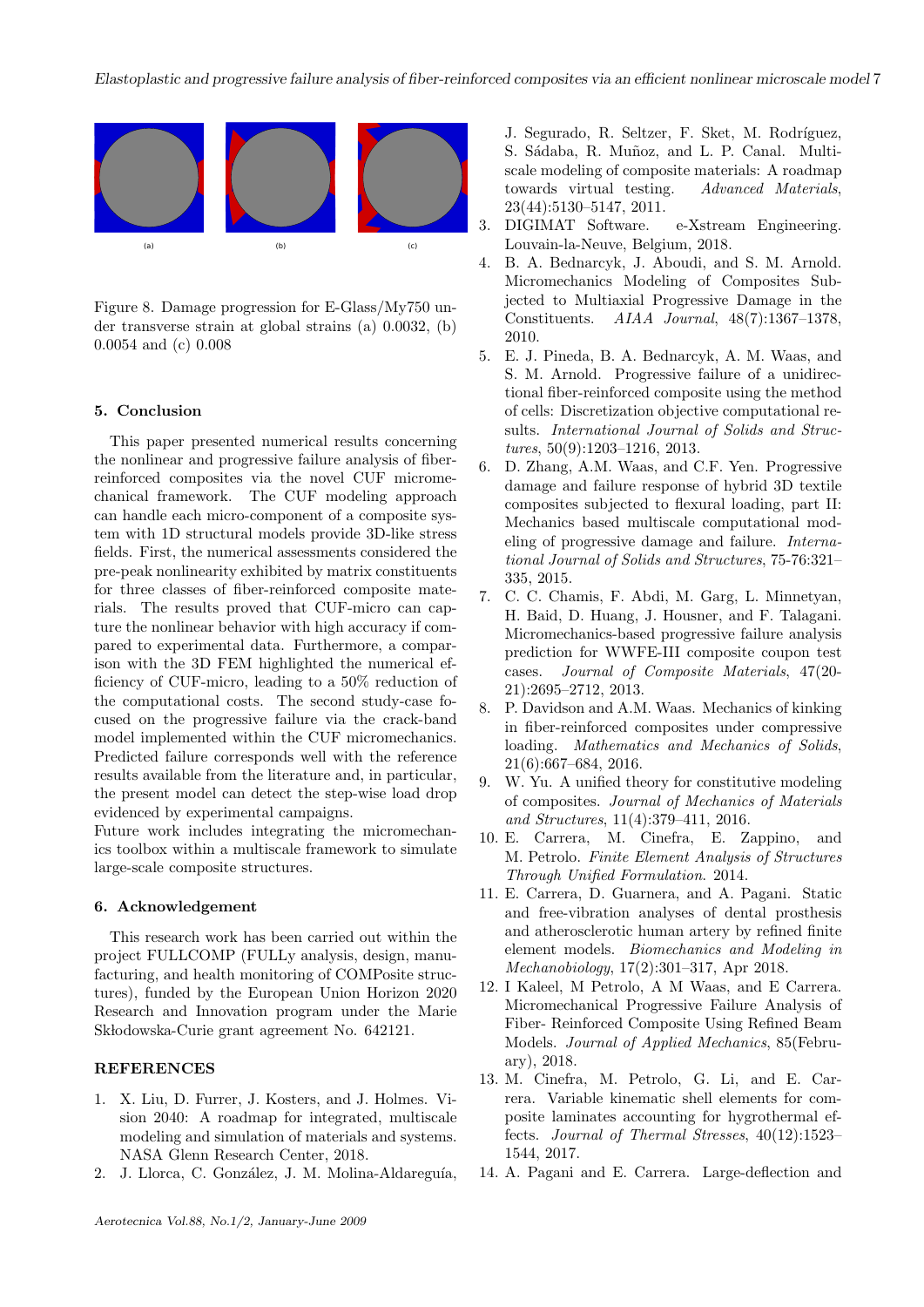Figure 8. Damage progression for E-Glass/My750 under transverse strain at global strains (a) 0.0032, (b) 0.0054 and (c) 0.008

## 5. Conclusion

This paper presented numerical results concerning the nonlinear and progressive failure analysis of fiber-reinforced composites via the novel CUF micromechanical framework. The CUF modeling approach can handle each micro-component of a composite system with 1D structural models provide 3D-like stress fields. First, the numerical assessments considered the pre-peak nonlinearity exhibited by matrix constituents for three classes of fiber-reinforced composite materials. The results proved that CUF-micro can capture the nonlinear behavior with high accuracy if compared to experimental data. Furthermore, a comparison with the 3D FEM highlighted the numerical efficiency of CUF-micro, leading to a 50% reduction of the computational costs. The second study-case focused on the progressive failure via the crack-band model implemented within the CUF micromechanics. Predicted failure corresponds well with the reference results available from the literature and, in particular, the present model can detect the step-wise load drop evidenced by experimental campaigns.
Future work includes integrating the micromechanics toolbox within a multiscale framework to simulate large-scale composite structures.

## 6. Acknowledgement

This research work has been carried out within the project FULLCOMP (FULLy analysis, design, manufacturing, and health monitoring of COMPosite structures), funded by the European Union Horizon 2020 Research and Innovation program under the Marie Skłodowska-Curie grant agreement No. 642121.

## REFERENCES

1. X. Liu, D. Furrer, J. Kosters, and J. Holmes. Vision 2040: A roadmap for integrated, multiscale modeling and simulation of materials and systems. NASA Glenn Research Center, 2018.
2. J. Llorca, C. González, J. M. Molina-Aldareguía, J. Segurado, R. Seltzer, F. Sket, M. Rodríguez, S. Sádaba, R. Muñoz, and L. P. Canal. Multiscale modeling of composite materials: A roadmap towards virtual testing. *Advanced Materials*, 23(44):5130–5147, 2011.
3. DIGIMAT Software. e-Xstream Engineering. Louvain-la-Neuve, Belgium, 2018.
4. B. A. Bednarcyk, J. Aboudi, and S. M. Arnold. Micromechanics Modeling of Composites Subjected to Multiaxial Progressive Damage in the Constituents. *AIAA Journal*, 48(7):1367–1378, 2010.
5. E. J. Pineda, B. A. Bednarcyk, A. M. Waas, and S. M. Arnold. Progressive failure of a unidirectional fiber-reinforced composite using the method of cells: Discretization objective computational results. *International Journal of Solids and Structures*, 50(9):1203–1216, 2013.
6. D. Zhang, A.M. Waas, and C.F. Yen. Progressive damage and failure response of hybrid 3D textile composites subjected to flexural loading, part II: Mechanics based multiscale computational modeling of progressive damage and failure. *International Journal of Solids and Structures*, 75-76:321–335, 2015.
7. C. C. Chamis, F. Abdi, M. Garg, L. Minnetyan, H. Baid, D. Huang, J. Housner, and F. Talagani. Micromechanics-based progressive failure analysis prediction for WWFE-III composite coupon test cases. *Journal of Composite Materials*, 47(20-21):2695–2712, 2013.
8. P. Davidson and A.M. Waas. Mechanics of kinking in fiber-reinforced composites under compressive loading. *Mathematics and Mechanics of Solids*, 21(6):667–684, 2016.
9. W. Yu. A unified theory for constitutive modeling of composites. *Journal of Mechanics of Materials and Structures*, 11(4):379–411, 2016.
10. E. Carrera, M. Cinefra, E. Zappino, and M. Petrolo. *Finite Element Analysis of Structures Through Unified Formulation*. 2014.
11. E. Carrera, D. Guarnera, and A. Pagani. Static and free-vibration analyses of dental prosthesis and atherosclerotic human artery by refined finite element models. *Biomechanics and Modeling in Mechanobiology*, 17(2):301–317, Apr 2018.
12. I Kaleel, M Petrolo, A M Waas, and E Carrera. Micromechanical Progressive Failure Analysis of Fiber- Reinforced Composite Using Refined Beam Models. *Journal of Applied Mechanics*, 85(February), 2018.
13. M. Cinefra, M. Petrolo, G. Li, and E. Carrera. Variable kinematic shell elements for composite laminates accounting for hygrothermal effects. *Journal of Thermal Stresses*, 40(12):1523–1544, 2017.
14. A. Pagani and E. Carrera. Large-deflection and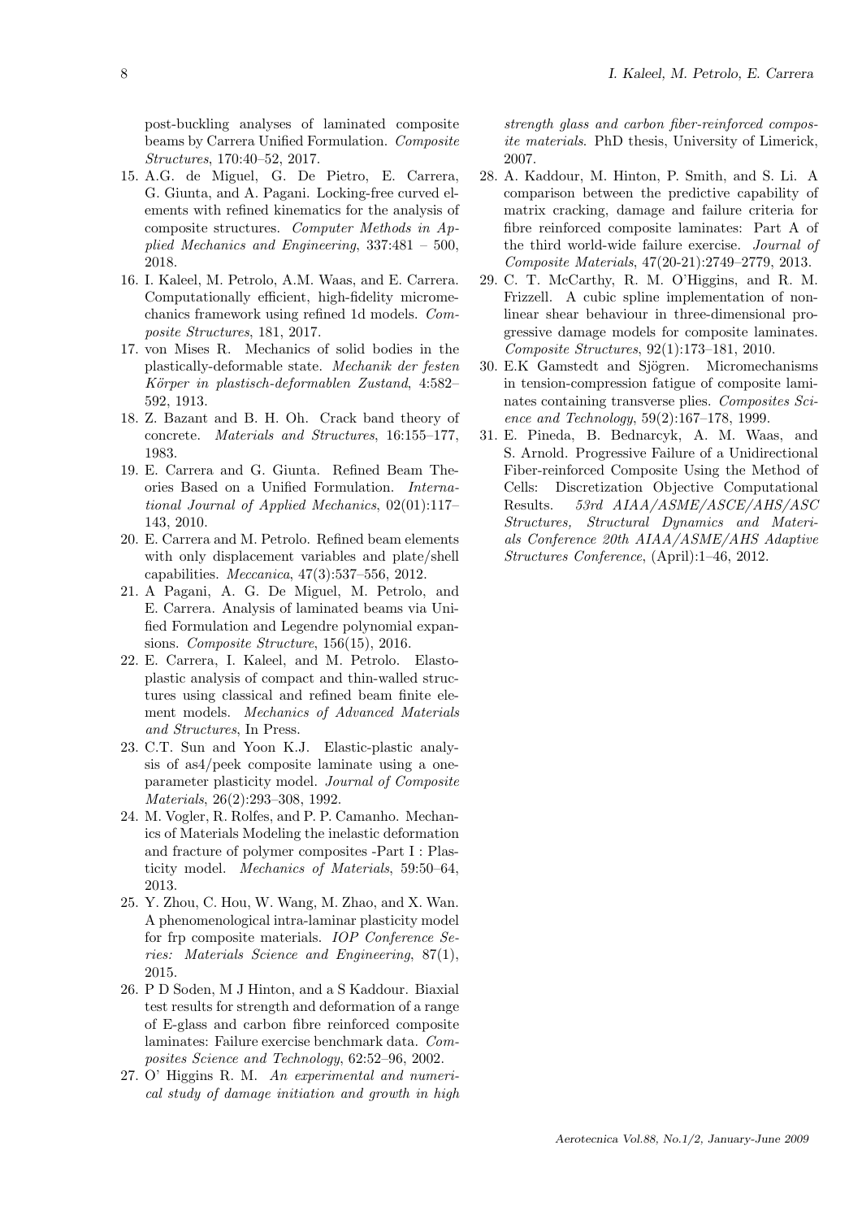post-buckling analyses of laminated composite beams by Carrera Unified Formulation. *Composite Structures*, 170:40–52, 2017.

15. A.G. de Miguel, G. De Pietro, E. Carrera, G. Giunta, and A. Pagani. Locking-free curved elements with refined kinematics for the analysis of composite structures. *Computer Methods in Applied Mechanics and Engineering*, 337:481 – 500, 2018.
16. I. Kaleel, M. Petrolo, A.M. Waas, and E. Carrera. Computationally efficient, high-fidelity micromechanics framework using refined 1d models. *Composite Structures*, 181, 2017.
17. von Mises R. Mechanics of solid bodies in the plastically-deformable state. *Mechanik der festen Körper in plastisch-deformablen Zustand*, 4:582–592, 1913.
18. Z. Bazant and B. H. Oh. Crack band theory of concrete. *Materials and Structures*, 16:155–177, 1983.
19. E. Carrera and G. Giunta. Refined Beam Theories Based on a Unified Formulation. *International Journal of Applied Mechanics*, 02(01):117–143, 2010.
20. E. Carrera and M. Petrolo. Refined beam elements with only displacement variables and plate/shell capabilities. *Meccanica*, 47(3):537–556, 2012.
21. A Pagani, A. G. De Miguel, M. Petrolo, and E. Carrera. Analysis of laminated beams via Unified Formulation and Legendre polynomial expansions. *Composite Structure*, 156(15), 2016.
22. E. Carrera, I. Kaleel, and M. Petrolo. Elastoplastic analysis of compact and thin-walled structures using classical and refined beam finite element models. *Mechanics of Advanced Materials and Structures*, In Press.
23. C.T. Sun and Yoon K.J. Elastic-plastic analysis of as4/peek composite laminate using a one-parameter plasticity model. *Journal of Composite Materials*, 26(2):293–308, 1992.
24. M. Vogler, R. Rolfes, and P. P. Camanho. Mechanics of Materials Modeling the inelastic deformation and fracture of polymer composites -Part I : Plasticity model. *Mechanics of Materials*, 59:50–64, 2013.
25. Y. Zhou, C. Hou, W. Wang, M. Zhao, and X. Wan. A phenomenological intra-laminar plasticity model for frp composite materials. *IOP Conference Series: Materials Science and Engineering*, 87(1), 2015.
26. P D Soden, M J Hinton, and a S Kaddour. Biaxial test results for strength and deformation of a range of E-glass and carbon fibre reinforced composite laminates: Failure exercise benchmark data. *Composites Science and Technology*, 62:52–96, 2002.
27. O' Higgins R. M. *An experimental and numerical study of damage initiation and growth in high strength glass and carbon fiber-reinforced composite materials*. PhD thesis, University of Limerick, 2007.
28. A. Kaddour, M. Hinton, P. Smith, and S. Li. A comparison between the predictive capability of matrix cracking, damage and failure criteria for fibre reinforced composite laminates: Part A of the third world-wide failure exercise. *Journal of Composite Materials*, 47(20-21):2749–2779, 2013.
29. C. T. McCarthy, R. M. O'Higgins, and R. M. Frizzell. A cubic spline implementation of non-linear shear behaviour in three-dimensional progressive damage models for composite laminates. *Composite Structures*, 92(1):173–181, 2010.
30. E.K Gamstedt and Sjögren. Micromechanisms in tension-compression fatigue of composite laminates containing transverse plies. *Composites Science and Technology*, 59(2):167–178, 1999.
31. E. Pineda, B. Bednarcyk, A. M. Waas, and S. Arnold. Progressive Failure of a Unidirectional Fiber-reinforced Composite Using the Method of Cells: Discretization Objective Computational Results. *53rd AIAA/ASME/ASCE/AHS/ASC Structures, Structural Dynamics and Materials Conference 20th AIAA/ASME/AHS Adaptive Structures Conference*, (April):1–46, 2012.